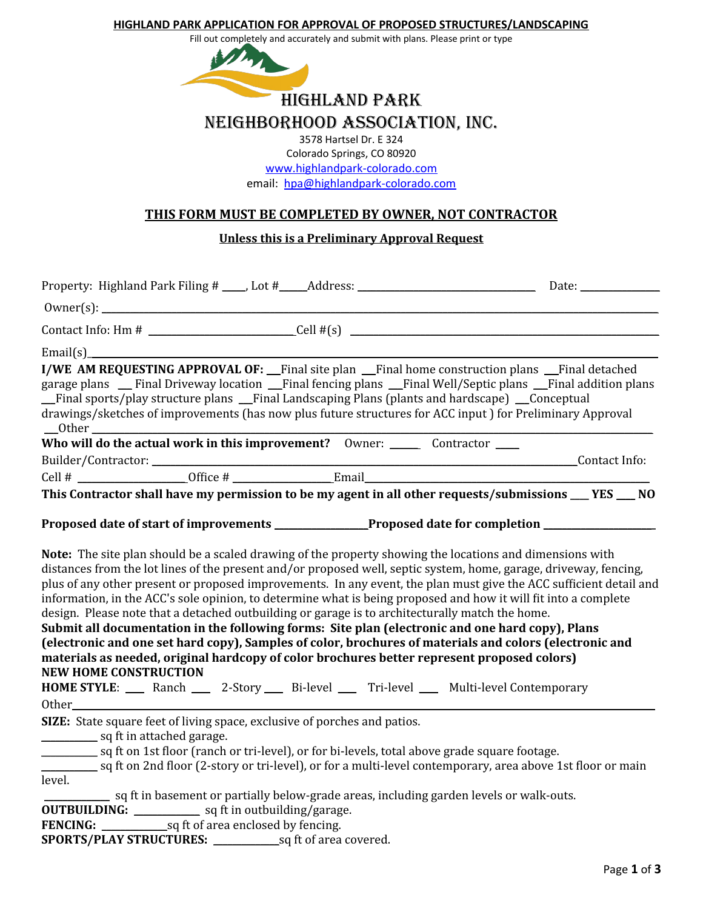# HIGHLAND PARK APPLICATION FOR APPROVAL OF PROPOSED STRUCTURES/LANDSCAPING

Fill out completely and accurately and submit with plans. Please print or type

## HIGHLAND PARK NEIGHBORHOOD ASSOCIATION, INC.

3578 Hartsel Dr. E 324
Colorado Springs, CO 80920
www.highlandpark-colorado.com
email: hpa@highlandpark-colorado.com

## THIS FORM MUST BE COMPLETED BY OWNER, NOT CONTRACTOR

**Unless this is a Preliminary Approval Request**

Property: Highland Park Filing # ____, Lot #_____Address: ______________________________ Date: ____________

Owner(s): ______________________________________________________________________________

Contact Info: Hm # _______________________Cell #(s) ____________________________________________

Email(s)_________________________________________________________________________________

**I/WE AM REQUESTING APPROVAL OF:** ___Final site plan ___Final home construction plans ___Final detached garage plans ___ Final Driveway location ___Final fencing plans ___Final Well/Septic plans ___Final addition plans ___Final sports/play structure plans ___Final Landscaping Plans (plants and hardscape) ___Conceptual drawings/sketches of improvements (has now plus future structures for ACC input ) for Preliminary Approval ___Other ______________________________________________________________________________

**Who will do the actual work in this improvement?** Owner: _____ Contractor ____

Builder/Contractor: ____________________________________________________________Contact Info:

Cell # __________________Office # ________________Email____________________________________________

**This Contractor shall have my permission to be my agent in all other requests/submissions ___ YES ___ NO**

**Proposed date of start of improvements ________________Proposed date for completion ___________________**

**Note:** The site plan should be a scaled drawing of the property showing the locations and dimensions with distances from the lot lines of the present and/or proposed well, septic system, home, garage, driveway, fencing, plus of any other present or proposed improvements. In any event, the plan must give the ACC sufficient detail and information, in the ACC's sole opinion, to determine what is being proposed and how it will fit into a complete design. Please note that a detached outbuilding or garage is to architecturally match the home.

**Submit all documentation in the following forms: Site plan (electronic and one hard copy), Plans (electronic and one set hard copy), Samples of color, brochures of materials and colors (electronic and materials as needed, original hardcopy of color brochures better represent proposed colors)**

**NEW HOME CONSTRUCTION**

**HOME STYLE**: ___ Ranch ___ 2-Story ___ Bi-level ___ Tri-level ___ Multi-level Contemporary

Other_____________________________________________________________________________________

**SIZE:** State square feet of living space, exclusive of porches and patios.

__________ sq ft in attached garage.

__________ sq ft on 1st floor (ranch or tri-level), or for bi-levels, total above grade square footage.

__________ sq ft on 2nd floor (2-story or tri-level), or for a multi-level contemporary, area above 1st floor or main level.

___________ sq ft in basement or partially below-grade areas, including garden levels or walk-outs.

**OUTBUILDING:** ___________ sq ft in outbuilding/garage.

**FENCING:** ___________sq ft of area enclosed by fencing.

**SPORTS/PLAY STRUCTURES:** ___________sq ft of area covered.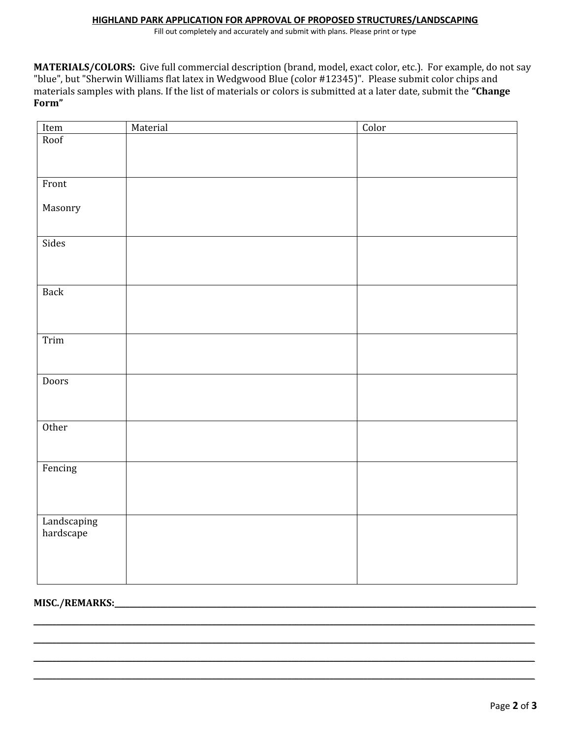**HIGHLAND PARK APPLICATION FOR APPROVAL OF PROPOSED STRUCTURES/LANDSCAPING**

Fill out completely and accurately and submit with plans. Please print or type

**MATERIALS/COLORS:** Give full commercial description (brand, model, exact color, etc.). For example, do not say "blue", but "Sherwin Williams flat latex in Wedgwood Blue (color #12345)". Please submit color chips and materials samples with plans. If the list of materials or colors is submitted at a later date, submit the **"Change Form"**

| Item | Material | Color |
|---|---|---|
| Roof | | |
| Front<br><br>Masonry | | |
| Sides | | |
| Back | | |
| Trim | | |
| Doors | | |
| Other | | |
| Fencing | | |
| Landscaping hardscape | | |

**MISC./REMARKS:**\_\_\_\_\_\_\_\_\_\_\_\_\_\_\_\_\_\_\_\_\_\_\_\_\_\_\_\_\_\_\_\_\_\_\_\_\_\_\_\_\_\_\_\_\_\_\_\_\_\_\_\_\_\_\_\_\_\_\_\_

\_\_\_\_\_\_\_\_\_\_\_\_\_\_\_\_\_\_\_\_\_\_\_\_\_\_\_\_\_\_\_\_\_\_\_\_\_\_\_\_\_\_\_\_\_\_\_\_\_\_\_\_\_\_\_\_\_\_\_\_\_\_\_\_\_\_\_\_\_\_\_\_\_\_

\_\_\_\_\_\_\_\_\_\_\_\_\_\_\_\_\_\_\_\_\_\_\_\_\_\_\_\_\_\_\_\_\_\_\_\_\_\_\_\_\_\_\_\_\_\_\_\_\_\_\_\_\_\_\_\_\_\_\_\_\_\_\_\_\_\_\_\_\_\_\_\_\_\_

\_\_\_\_\_\_\_\_\_\_\_\_\_\_\_\_\_\_\_\_\_\_\_\_\_\_\_\_\_\_\_\_\_\_\_\_\_\_\_\_\_\_\_\_\_\_\_\_\_\_\_\_\_\_\_\_\_\_\_\_\_\_\_\_\_\_\_\_\_\_\_\_\_\_

\_\_\_\_\_\_\_\_\_\_\_\_\_\_\_\_\_\_\_\_\_\_\_\_\_\_\_\_\_\_\_\_\_\_\_\_\_\_\_\_\_\_\_\_\_\_\_\_\_\_\_\_\_\_\_\_\_\_\_\_\_\_\_\_\_\_\_\_\_\_\_\_\_\_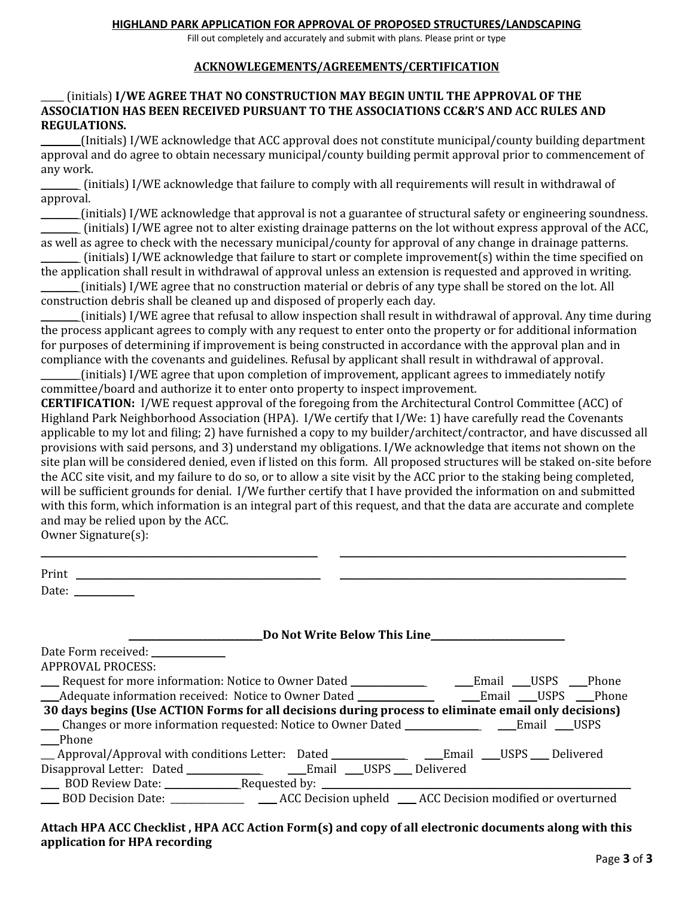**HIGHLAND PARK APPLICATION FOR APPROVAL OF PROPOSED STRUCTURES/LANDSCAPING**

Fill out completely and accurately and submit with plans. Please print or type

**ACKNOWLEGEMENTS/AGREEMENTS/CERTIFICATION**

____ (initials) **I/WE AGREE THAT NO CONSTRUCTION MAY BEGIN UNTIL THE APPROVAL OF THE ASSOCIATION HAS BEEN RECEIVED PURSUANT TO THE ASSOCIATIONS CC&R'S AND ACC RULES AND REGULATIONS.**

________(Initials) I/WE acknowledge that ACC approval does not constitute municipal/county building department approval and do agree to obtain necessary municipal/county building permit approval prior to commencement of any work.

________ (initials) I/WE acknowledge that failure to comply with all requirements will result in withdrawal of approval.

________(initials) I/WE acknowledge that approval is not a guarantee of structural safety or engineering soundness.

________ (initials) I/WE agree not to alter existing drainage patterns on the lot without express approval of the ACC, as well as agree to check with the necessary municipal/county for approval of any change in drainage patterns.

________ (initials) I/WE acknowledge that failure to start or complete improvement(s) within the time specified on the application shall result in withdrawal of approval unless an extension is requested and approved in writing.

________(initials) I/WE agree that no construction material or debris of any type shall be stored on the lot. All construction debris shall be cleaned up and disposed of properly each day.

________(initials) I/WE agree that refusal to allow inspection shall result in withdrawal of approval. Any time during the process applicant agrees to comply with any request to enter onto the property or for additional information for purposes of determining if improvement is being constructed in accordance with the approval plan and in compliance with the covenants and guidelines. Refusal by applicant shall result in withdrawal of approval.

________(initials) I/WE agree that upon completion of improvement, applicant agrees to immediately notify committee/board and authorize it to enter onto property to inspect improvement.

**CERTIFICATION:** I/WE request approval of the foregoing from the Architectural Control Committee (ACC) of Highland Park Neighborhood Association (HPA). I/We certify that I/We: 1) have carefully read the Covenants applicable to my lot and filing; 2) have furnished a copy to my builder/architect/contractor, and have discussed all provisions with said persons, and 3) understand my obligations. I/We acknowledge that items not shown on the site plan will be considered denied, even if listed on this form. All proposed structures will be staked on-site before the ACC site visit, and my failure to do so, or to allow a site visit by the ACC prior to the staking being completed, will be sufficient grounds for denial. I/We further certify that I have provided the information on and submitted with this form, which information is an integral part of this request, and that the data are accurate and complete and may be relied upon by the ACC.

Owner Signature(s):

______________________________ ______________________________

Print ______________________________ ______________________________

Date: ____________

**____________Do Not Write Below This Line____________**

Date Form received: ______________

APPROVAL PROCESS:

____ Request for more information: Notice to Owner Dated ______________ ____Email ____USPS ____Phone

____Adequate information received: Notice to Owner Dated ______________ ____Email ____USPS ____Phone

**30 days begins (Use ACTION Forms for all decisions during process to eliminate email only decisions)**

____ Changes or more information requested: Notice to Owner Dated ______________ ____Email ____USPS ____Phone

__ Approval/Approval with conditions Letter: Dated ______________ ____Email ____USPS ____ Delivered

Disapproval Letter: Dated ______________ ____Email ____USPS ____ Delivered

____ BOD Review Date: ______________Requested by: ______________________________

____ BOD Decision Date: ______________ ____ ACC Decision upheld ____ ACC Decision modified or overturned

**Attach HPA ACC Checklist , HPA ACC Action Form(s) and copy of all electronic documents along with this application for HPA recording**